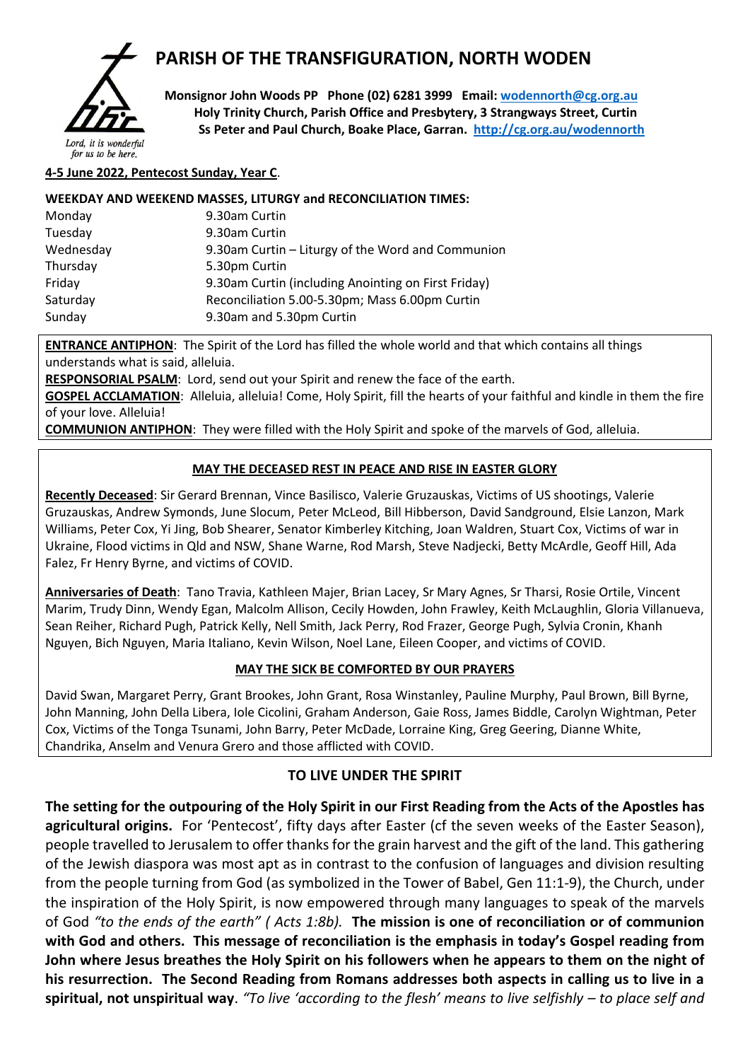# PARISH OF THE TRANSFIGURATION, NORTH WODEN

Lord, it is wonderful for us to be here.

**Monsignor John Woods PP Phone (02) 6281 3999 Email: wodennorth@cg.org.au**
**Holy Trinity Church, Parish Office and Presbytery, 3 Strangways Street, Curtin**
**Ss Peter and Paul Church, Boake Place, Garran. http://cg.org.au/wodennorth**

**4-5 June 2022, Pentecost Sunday, Year C**.

**WEEKDAY AND WEEKEND MASSES, LITURGY and RECONCILIATION TIMES:**

| | |
|---|---|
| Monday | 9.30am Curtin |
| Tuesday | 9.30am Curtin |
| Wednesday | 9.30am Curtin – Liturgy of the Word and Communion |
| Thursday | 5.30pm Curtin |
| Friday | 9.30am Curtin (including Anointing on First Friday) |
| Saturday | Reconciliation 5.00-5.30pm; Mass 6.00pm Curtin |
| Sunday | 9.30am and 5.30pm Curtin |

**ENTRANCE ANTIPHON**: The Spirit of the Lord has filled the whole world and that which contains all things understands what is said, alleluia.

**RESPONSORIAL PSALM**: Lord, send out your Spirit and renew the face of the earth.

**GOSPEL ACCLAMATION**: Alleluia, alleluia! Come, Holy Spirit, fill the hearts of your faithful and kindle in them the fire of your love. Alleluia!

**COMMUNION ANTIPHON**: They were filled with the Holy Spirit and spoke of the marvels of God, alleluia.

## MAY THE DECEASED REST IN PEACE AND RISE IN EASTER GLORY

**Recently Deceased**: Sir Gerard Brennan, Vince Basilisco, Valerie Gruzauskas, Victims of US shootings, Valerie Gruzauskas, Andrew Symonds, June Slocum, Peter McLeod, Bill Hibberson, David Sandground, Elsie Lanzon, Mark Williams, Peter Cox, Yi Jing, Bob Shearer, Senator Kimberley Kitching, Joan Waldren, Stuart Cox, Victims of war in Ukraine, Flood victims in Qld and NSW, Shane Warne, Rod Marsh, Steve Nadjecki, Betty McArdle, Geoff Hill, Ada Falez, Fr Henry Byrne, and victims of COVID.

**Anniversaries of Death**: Tano Travia, Kathleen Majer, Brian Lacey, Sr Mary Agnes, Sr Tharsi, Rosie Ortile, Vincent Marim, Trudy Dinn, Wendy Egan, Malcolm Allison, Cecily Howden, John Frawley, Keith McLaughlin, Gloria Villanueva, Sean Reiher, Richard Pugh, Patrick Kelly, Nell Smith, Jack Perry, Rod Frazer, George Pugh, Sylvia Cronin, Khanh Nguyen, Bich Nguyen, Maria Italiano, Kevin Wilson, Noel Lane, Eileen Cooper, and victims of COVID.

## MAY THE SICK BE COMFORTED BY OUR PRAYERS

David Swan, Margaret Perry, Grant Brookes, John Grant, Rosa Winstanley, Pauline Murphy, Paul Brown, Bill Byrne, John Manning, John Della Libera, Iole Cicolini, Graham Anderson, Gaie Ross, James Biddle, Carolyn Wightman, Peter Cox, Victims of the Tonga Tsunami, John Barry, Peter McDade, Lorraine King, Greg Geering, Dianne White, Chandrika, Anselm and Venura Grero and those afflicted with COVID.

## TO LIVE UNDER THE SPIRIT

**The setting for the outpouring of the Holy Spirit in our First Reading from the Acts of the Apostles has agricultural origins.** For 'Pentecost', fifty days after Easter (cf the seven weeks of the Easter Season), people travelled to Jerusalem to offer thanks for the grain harvest and the gift of the land. This gathering of the Jewish diaspora was most apt as in contrast to the confusion of languages and division resulting from the people turning from God (as symbolized in the Tower of Babel, Gen 11:1-9), the Church, under the inspiration of the Holy Spirit, is now empowered through many languages to speak of the marvels of God *"to the ends of the earth" ( Acts 1:8b).* **The mission is one of reconciliation or of communion with God and others. This message of reconciliation is the emphasis in today's Gospel reading from John where Jesus breathes the Holy Spirit on his followers when he appears to them on the night of his resurrection. The Second Reading from Romans addresses both aspects in calling us to live in a spiritual, not unspiritual way**. *"To live 'according to the flesh' means to live selfishly – to place self and*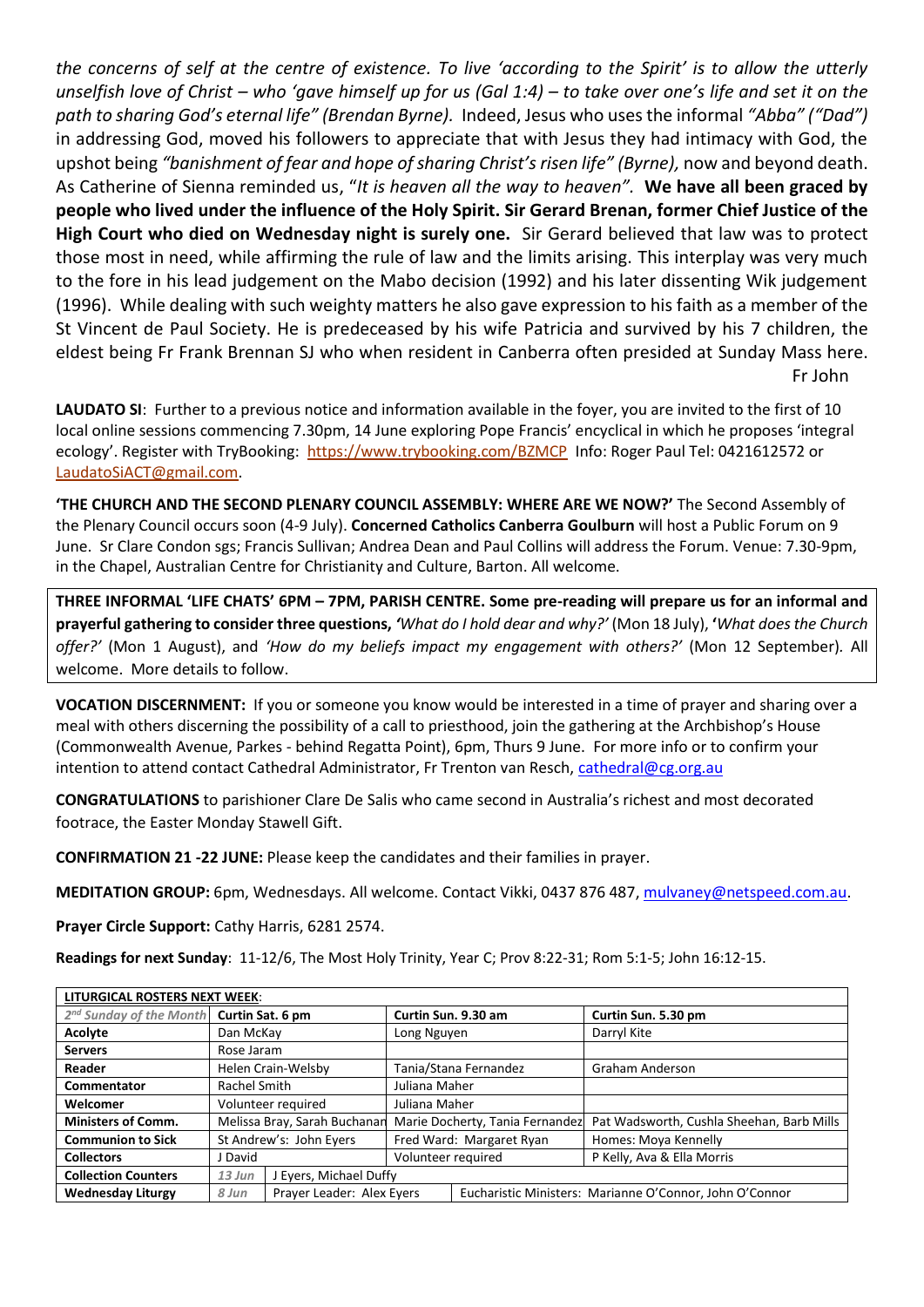*the concerns of self at the centre of existence. To live 'according to the Spirit' is to allow the utterly unselfish love of Christ – who 'gave himself up for us (Gal 1:4) – to take over one's life and set it on the path to sharing God's eternal life" (Brendan Byrne).* Indeed, Jesus who uses the informal *"Abba" ("Dad")* in addressing God, moved his followers to appreciate that with Jesus they had intimacy with God, the upshot being *"banishment of fear and hope of sharing Christ's risen life" (Byrne),* now and beyond death. As Catherine of Sienna reminded us, "*It is heaven all the way to heaven"*. **We have all been graced by people who lived under the influence of the Holy Spirit. Sir Gerard Brenan, former Chief Justice of the High Court who died on Wednesday night is surely one.** Sir Gerard believed that law was to protect those most in need, while affirming the rule of law and the limits arising. This interplay was very much to the fore in his lead judgement on the Mabo decision (1992) and his later dissenting Wik judgement (1996). While dealing with such weighty matters he also gave expression to his faith as a member of the St Vincent de Paul Society. He is predeceased by his wife Patricia and survived by his 7 children, the eldest being Fr Frank Brennan SJ who when resident in Canberra often presided at Sunday Mass here.

Fr John

**LAUDATO SI**: Further to a previous notice and information available in the foyer, you are invited to the first of 10 local online sessions commencing 7.30pm, 14 June exploring Pope Francis' encyclical in which he proposes 'integral ecology'. Register with TryBooking: https://www.trybooking.com/BZMCP Info: Roger Paul Tel: 0421612572 or LaudatoSiACT@gmail.com.

**'THE CHURCH AND THE SECOND PLENARY COUNCIL ASSEMBLY: WHERE ARE WE NOW?'** The Second Assembly of the Plenary Council occurs soon (4-9 July). **Concerned Catholics Canberra Goulburn** will host a Public Forum on 9 June. Sr Clare Condon sgs; Francis Sullivan; Andrea Dean and Paul Collins will address the Forum. Venue: 7.30-9pm, in the Chapel, Australian Centre for Christianity and Culture, Barton. All welcome.

**THREE INFORMAL 'LIFE CHATS' 6PM – 7PM, PARISH CENTRE. Some pre-reading will prepare us for an informal and prayerful gathering to consider three questions,** *'What do I hold dear and why?'* (Mon 18 July), **'***What does the Church offer?'* (Mon 1 August), and *'How do my beliefs impact my engagement with others?'* (Mon 12 September). All welcome. More details to follow.

**VOCATION DISCERNMENT:** If you or someone you know would be interested in a time of prayer and sharing over a meal with others discerning the possibility of a call to priesthood, join the gathering at the Archbishop's House (Commonwealth Avenue, Parkes - behind Regatta Point), 6pm, Thurs 9 June. For more info or to confirm your intention to attend contact Cathedral Administrator, Fr Trenton van Resch, cathedral@cg.org.au

**CONGRATULATIONS** to parishioner Clare De Salis who came second in Australia's richest and most decorated footrace, the Easter Monday Stawell Gift.

**CONFIRMATION 21 -22 JUNE:** Please keep the candidates and their families in prayer.

**MEDITATION GROUP:** 6pm, Wednesdays. All welcome. Contact Vikki, 0437 876 487, mulvaney@netspeed.com.au.

**Prayer Circle Support:** Cathy Harris, 6281 2574.

**Readings for next Sunday**: 11-12/6, The Most Holy Trinity, Year C; Prov 8:22-31; Rom 5:1-5; John 16:12-15.

| **LITURGICAL ROSTERS NEXT WEEK**: | | | | |
|---|---|---|---|---|
| *2nd Sunday of the Month* | **Curtin Sat. 6 pm** | | **Curtin Sun. 9.30 am** | **Curtin Sun. 5.30 pm** |
| **Acolyte** | Dan McKay | | Long Nguyen | Darryl Kite |
| **Servers** | Rose Jaram | | | |
| **Reader** | Helen Crain-Welsby | | Tania/Stana Fernandez | Graham Anderson |
| **Commentator** | Rachel Smith | | Juliana Maher | |
| **Welcomer** | Volunteer required | | Juliana Maher | |
| **Ministers of Comm.** | Melissa Bray, Sarah Buchanan | | Marie Docherty, Tania Fernandez | Pat Wadsworth, Cushla Sheehan, Barb Mills |
| **Communion to Sick** | St Andrew's: John Eyers | | Fred Ward: Margaret Ryan | Homes: Moya Kennelly |
| **Collectors** | J David | | Volunteer required | P Kelly, Ava & Ella Morris |
| **Collection Counters** | *13 Jun* | J Eyers, Michael Duffy | | |
| **Wednesday Liturgy** | *8 Jun* | Prayer Leader: Alex Eyers | | Eucharistic Ministers: Marianne O'Connor, John O'Connor |